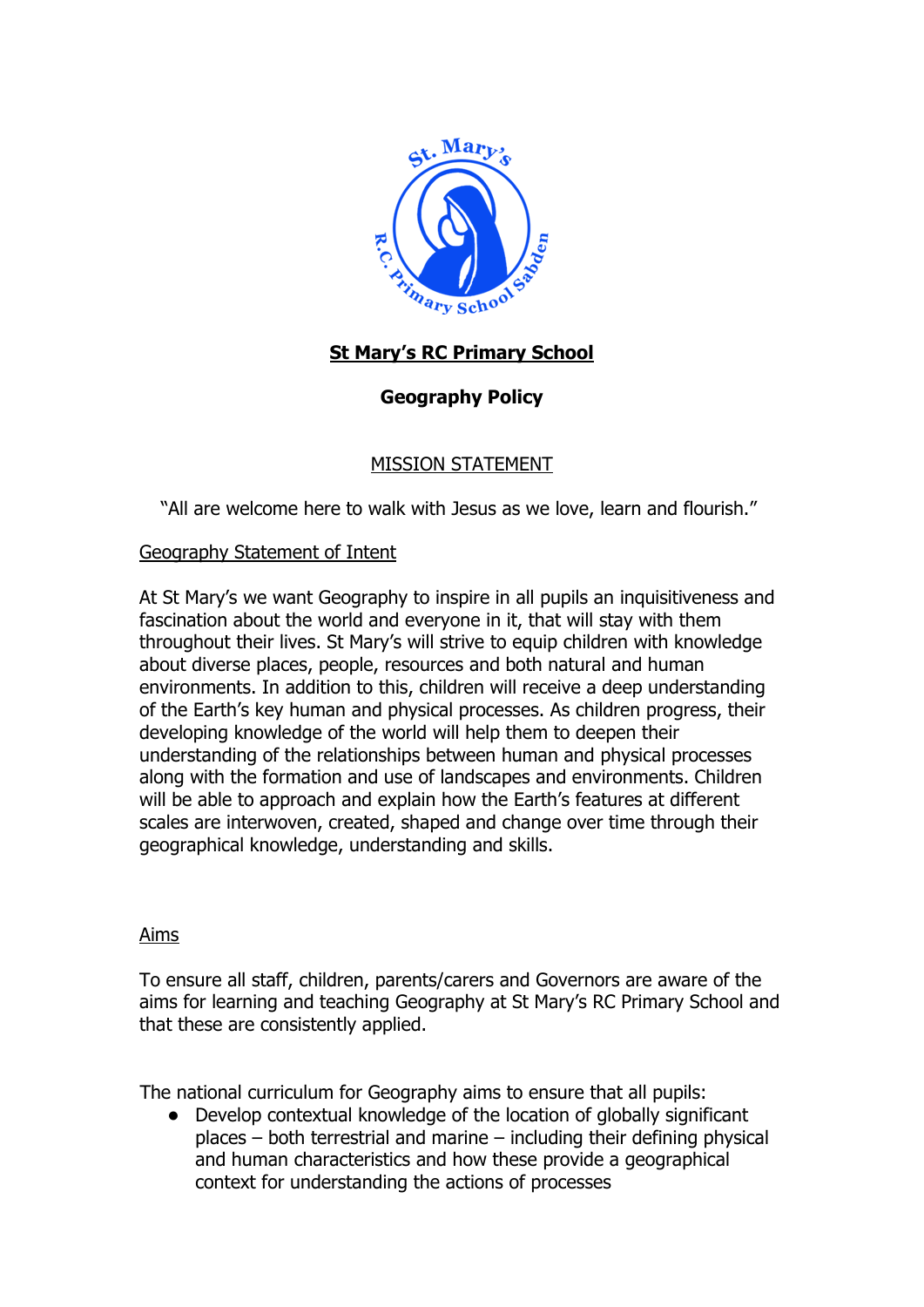# St Mary's RC Primary School

## Geography Policy

MISSION STATEMENT

"All are welcome here to walk with Jesus as we love, learn and flourish."

Geography Statement of Intent

At St Mary's we want Geography to inspire in all pupils an inquisitiveness and fascination about the world and everyone in it, that will stay with them throughout their lives. St Mary's will strive to equip children with knowledge about diverse places, people, resources and both natural and human environments. In addition to this, children will receive a deep understanding of the Earth's key human and physical processes. As children progress, their developing knowledge of the world will help them to deepen their understanding of the relationships between human and physical processes along with the formation and use of landscapes and environments. Children will be able to approach and explain how the Earth's features at different scales are interwoven, created, shaped and change over time through their geographical knowledge, understanding and skills.

Aims

To ensure all staff, children, parents/carers and Governors are aware of the aims for learning and teaching Geography at St Mary's RC Primary School and that these are consistently applied.

The national curriculum for Geography aims to ensure that all pupils:

- Develop contextual knowledge of the location of globally significant places – both terrestrial and marine – including their defining physical and human characteristics and how these provide a geographical context for understanding the actions of processes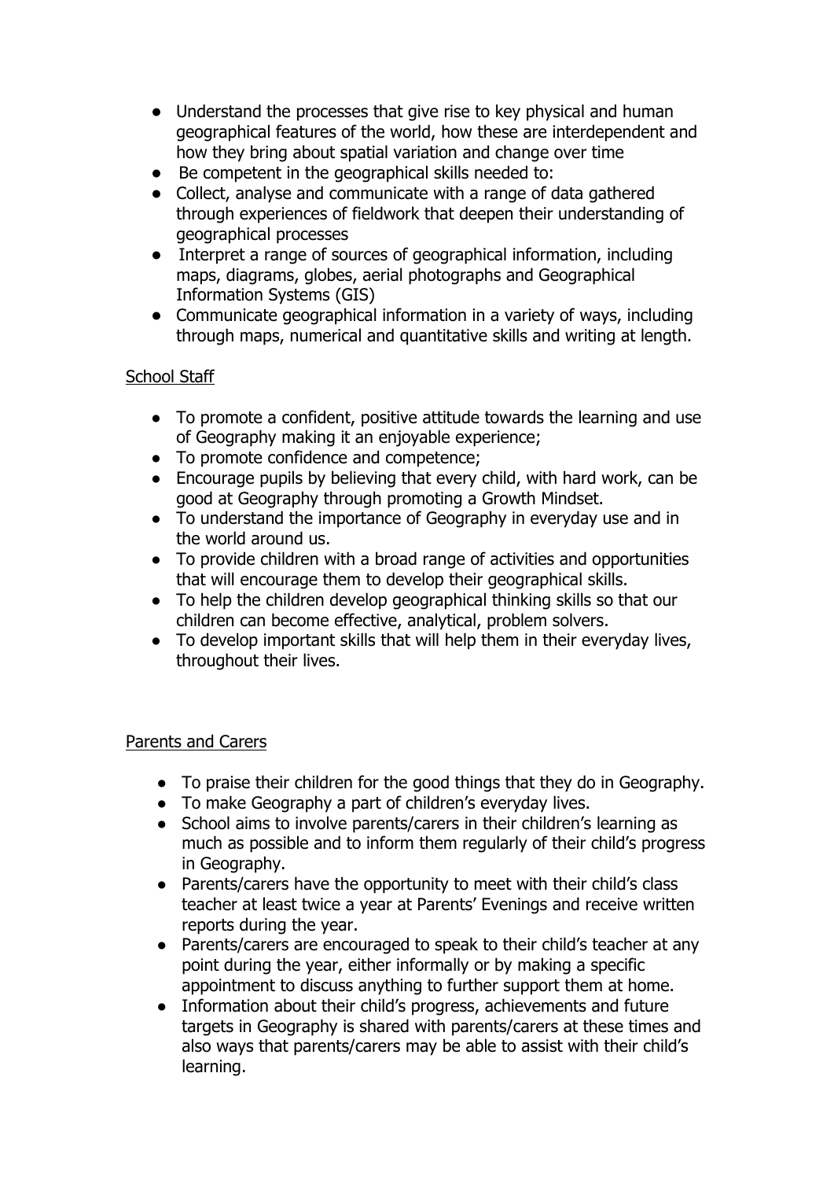- Understand the processes that give rise to key physical and human geographical features of the world, how these are interdependent and how they bring about spatial variation and change over time
- Be competent in the geographical skills needed to:
- Collect, analyse and communicate with a range of data gathered through experiences of fieldwork that deepen their understanding of geographical processes
- Interpret a range of sources of geographical information, including maps, diagrams, globes, aerial photographs and Geographical Information Systems (GIS)
- Communicate geographical information in a variety of ways, including through maps, numerical and quantitative skills and writing at length.

<u>School Staff</u>

- To promote a confident, positive attitude towards the learning and use of Geography making it an enjoyable experience;
- To promote confidence and competence;
- Encourage pupils by believing that every child, with hard work, can be good at Geography through promoting a Growth Mindset.
- To understand the importance of Geography in everyday use and in the world around us.
- To provide children with a broad range of activities and opportunities that will encourage them to develop their geographical skills.
- To help the children develop geographical thinking skills so that our children can become effective, analytical, problem solvers.
- To develop important skills that will help them in their everyday lives, throughout their lives.

<u>Parents and Carers</u>

- To praise their children for the good things that they do in Geography.
- To make Geography a part of children's everyday lives.
- School aims to involve parents/carers in their children's learning as much as possible and to inform them regularly of their child's progress in Geography.
- Parents/carers have the opportunity to meet with their child's class teacher at least twice a year at Parents' Evenings and receive written reports during the year.
- Parents/carers are encouraged to speak to their child's teacher at any point during the year, either informally or by making a specific appointment to discuss anything to further support them at home.
- Information about their child's progress, achievements and future targets in Geography is shared with parents/carers at these times and also ways that parents/carers may be able to assist with their child's learning.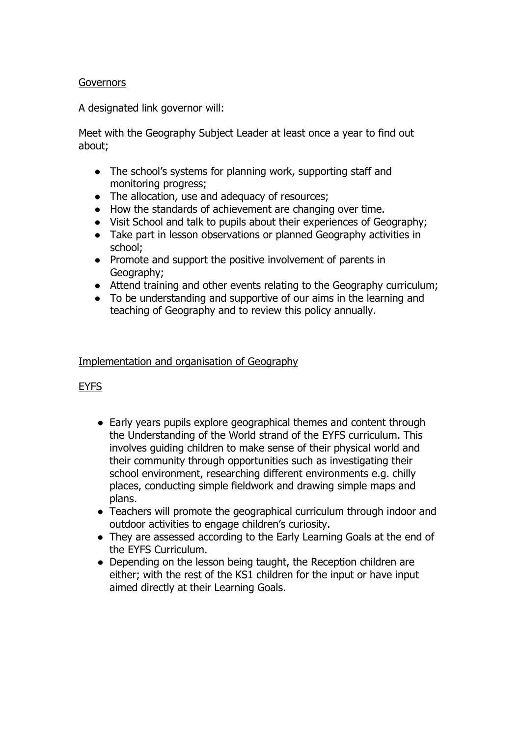## Governors

A designated link governor will:

Meet with the Geography Subject Leader at least once a year to find out about;

- The school's systems for planning work, supporting staff and monitoring progress;
- The allocation, use and adequacy of resources;
- How the standards of achievement are changing over time.
- Visit School and talk to pupils about their experiences of Geography;
- Take part in lesson observations or planned Geography activities in school;
- Promote and support the positive involvement of parents in Geography;
- Attend training and other events relating to the Geography curriculum;
- To be understanding and supportive of our aims in the learning and teaching of Geography and to review this policy annually.

## Implementation and organisation of Geography

### EYFS

- Early years pupils explore geographical themes and content through the Understanding of the World strand of the EYFS curriculum. This involves guiding children to make sense of their physical world and their community through opportunities such as investigating their school environment, researching different environments e.g. chilly places, conducting simple fieldwork and drawing simple maps and plans.
- Teachers will promote the geographical curriculum through indoor and outdoor activities to engage children's curiosity.
- They are assessed according to the Early Learning Goals at the end of the EYFS Curriculum.
- Depending on the lesson being taught, the Reception children are either; with the rest of the KS1 children for the input or have input aimed directly at their Learning Goals.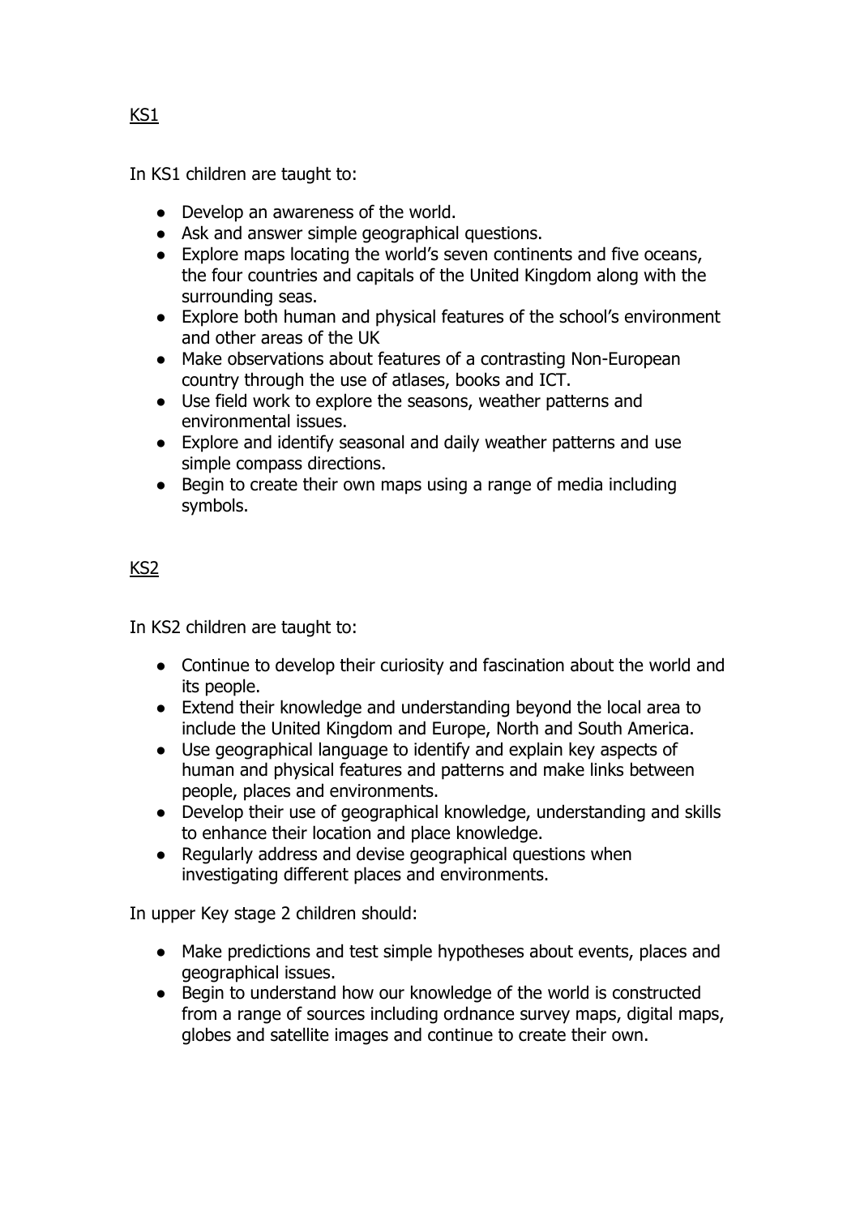## KS1

In KS1 children are taught to:

- Develop an awareness of the world.
- Ask and answer simple geographical questions.
- Explore maps locating the world's seven continents and five oceans, the four countries and capitals of the United Kingdom along with the surrounding seas.
- Explore both human and physical features of the school's environment and other areas of the UK
- Make observations about features of a contrasting Non-European country through the use of atlases, books and ICT.
- Use field work to explore the seasons, weather patterns and environmental issues.
- Explore and identify seasonal and daily weather patterns and use simple compass directions.
- Begin to create their own maps using a range of media including symbols.

## KS2

In KS2 children are taught to:

- Continue to develop their curiosity and fascination about the world and its people.
- Extend their knowledge and understanding beyond the local area to include the United Kingdom and Europe, North and South America.
- Use geographical language to identify and explain key aspects of human and physical features and patterns and make links between people, places and environments.
- Develop their use of geographical knowledge, understanding and skills to enhance their location and place knowledge.
- Regularly address and devise geographical questions when investigating different places and environments.

In upper Key stage 2 children should:

- Make predictions and test simple hypotheses about events, places and geographical issues.
- Begin to understand how our knowledge of the world is constructed from a range of sources including ordnance survey maps, digital maps, globes and satellite images and continue to create their own.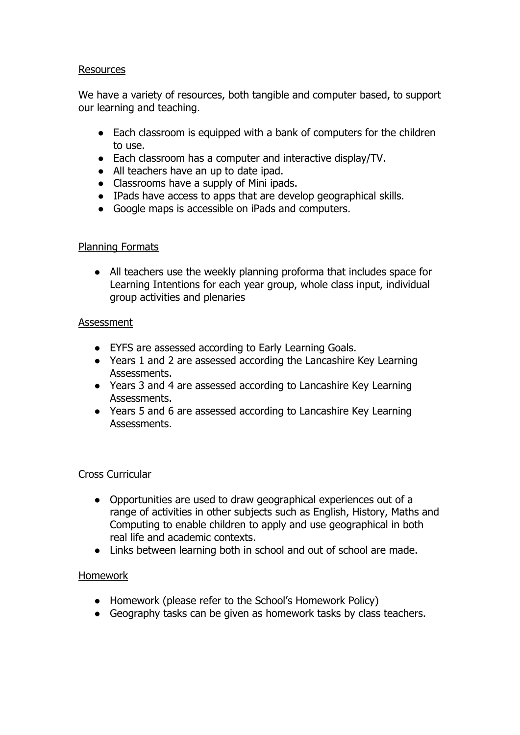## Resources

We have a variety of resources, both tangible and computer based, to support our learning and teaching.

- Each classroom is equipped with a bank of computers for the children to use.
- Each classroom has a computer and interactive display/TV.
- All teachers have an up to date ipad.
- Classrooms have a supply of Mini ipads.
- IPads have access to apps that are develop geographical skills.
- Google maps is accessible on iPads and computers.

## Planning Formats

- All teachers use the weekly planning proforma that includes space for Learning Intentions for each year group, whole class input, individual group activities and plenaries

## Assessment

- EYFS are assessed according to Early Learning Goals.
- Years 1 and 2 are assessed according the Lancashire Key Learning Assessments.
- Years 3 and 4 are assessed according to Lancashire Key Learning Assessments.
- Years 5 and 6 are assessed according to Lancashire Key Learning Assessments.

## Cross Curricular

- Opportunities are used to draw geographical experiences out of a range of activities in other subjects such as English, History, Maths and Computing to enable children to apply and use geographical in both real life and academic contexts.
- Links between learning both in school and out of school are made.

## Homework

- Homework (please refer to the School's Homework Policy)
- Geography tasks can be given as homework tasks by class teachers.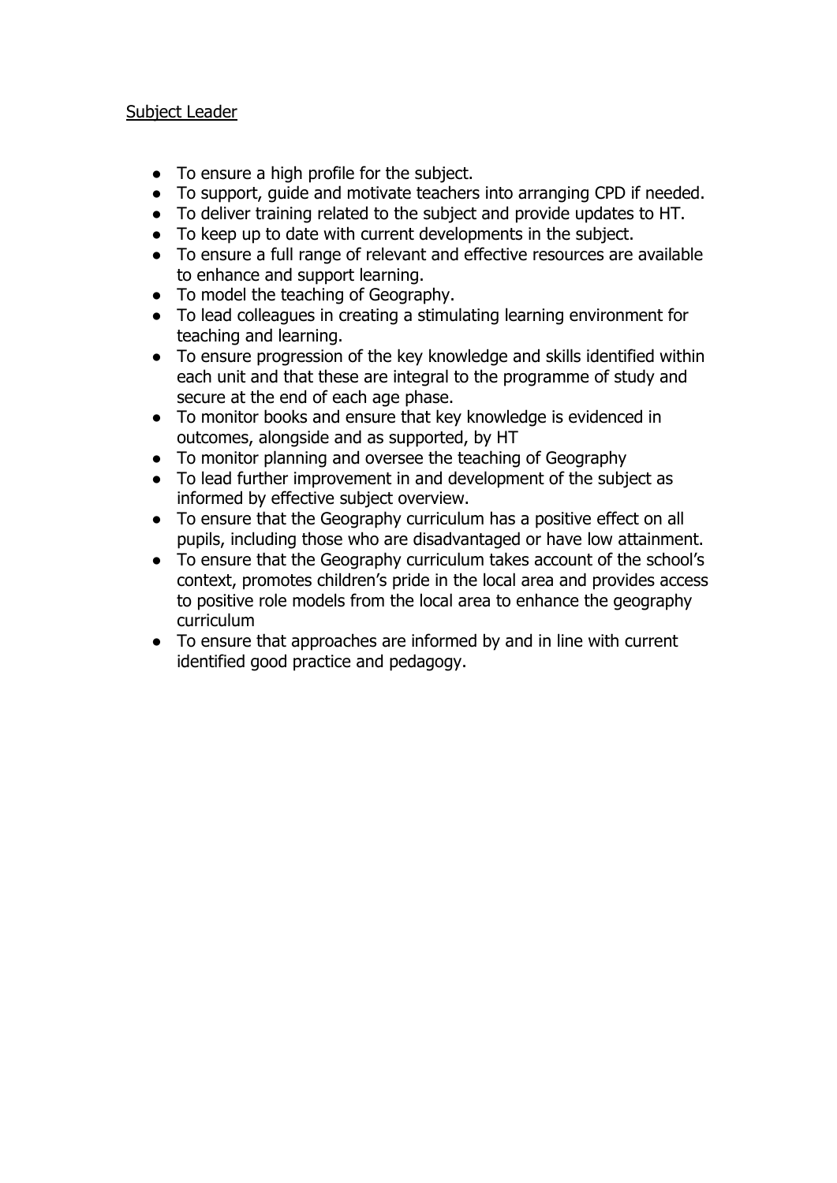<u>Subject Leader</u>

- To ensure a high profile for the subject.
- To support, guide and motivate teachers into arranging CPD if needed.
- To deliver training related to the subject and provide updates to HT.
- To keep up to date with current developments in the subject.
- To ensure a full range of relevant and effective resources are available to enhance and support learning.
- To model the teaching of Geography.
- To lead colleagues in creating a stimulating learning environment for teaching and learning.
- To ensure progression of the key knowledge and skills identified within each unit and that these are integral to the programme of study and secure at the end of each age phase.
- To monitor books and ensure that key knowledge is evidenced in outcomes, alongside and as supported, by HT
- To monitor planning and oversee the teaching of Geography
- To lead further improvement in and development of the subject as informed by effective subject overview.
- To ensure that the Geography curriculum has a positive effect on all pupils, including those who are disadvantaged or have low attainment.
- To ensure that the Geography curriculum takes account of the school's context, promotes children's pride in the local area and provides access to positive role models from the local area to enhance the geography curriculum
- To ensure that approaches are informed by and in line with current identified good practice and pedagogy.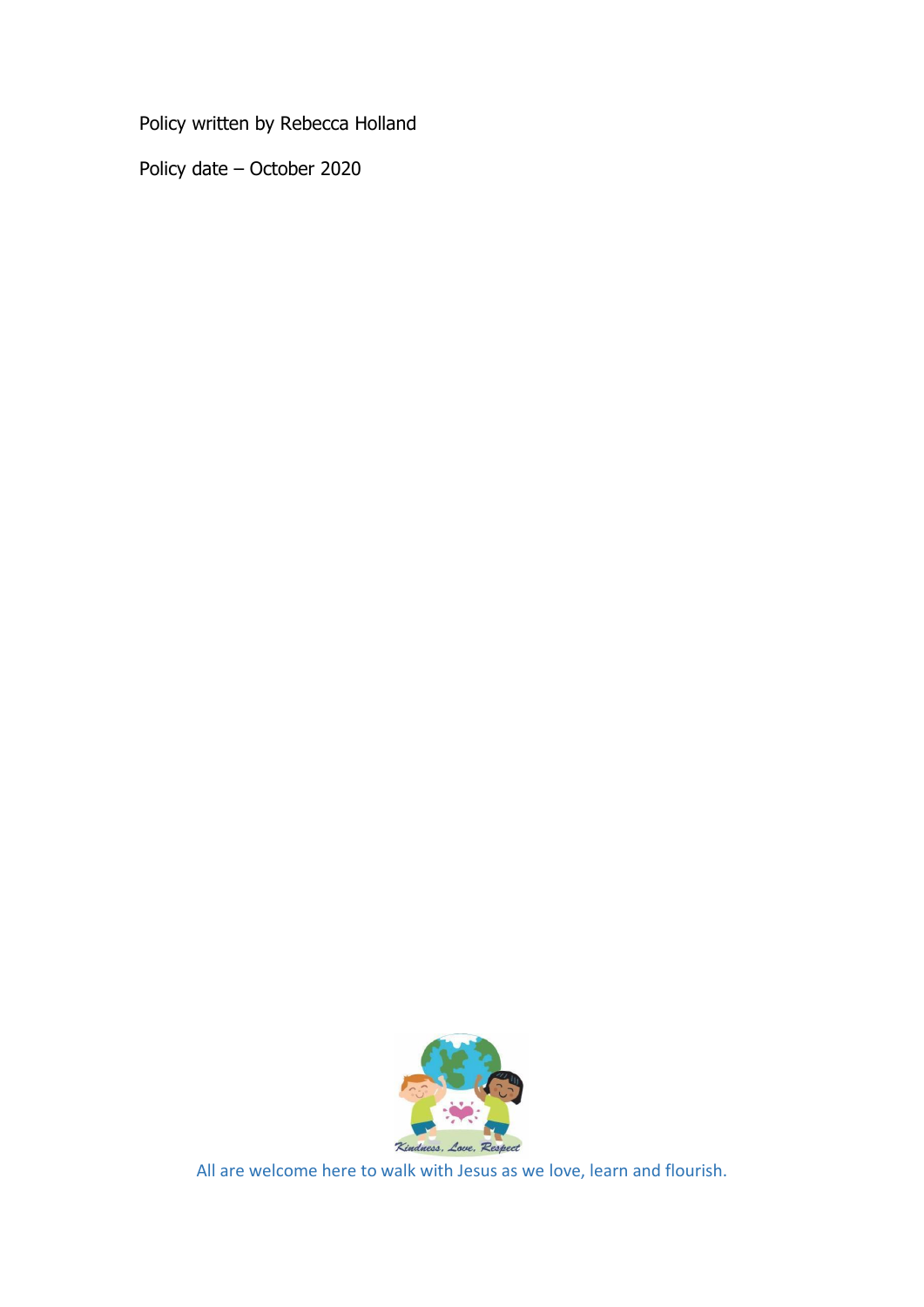Policy written by Rebecca Holland

Policy date – October 2020